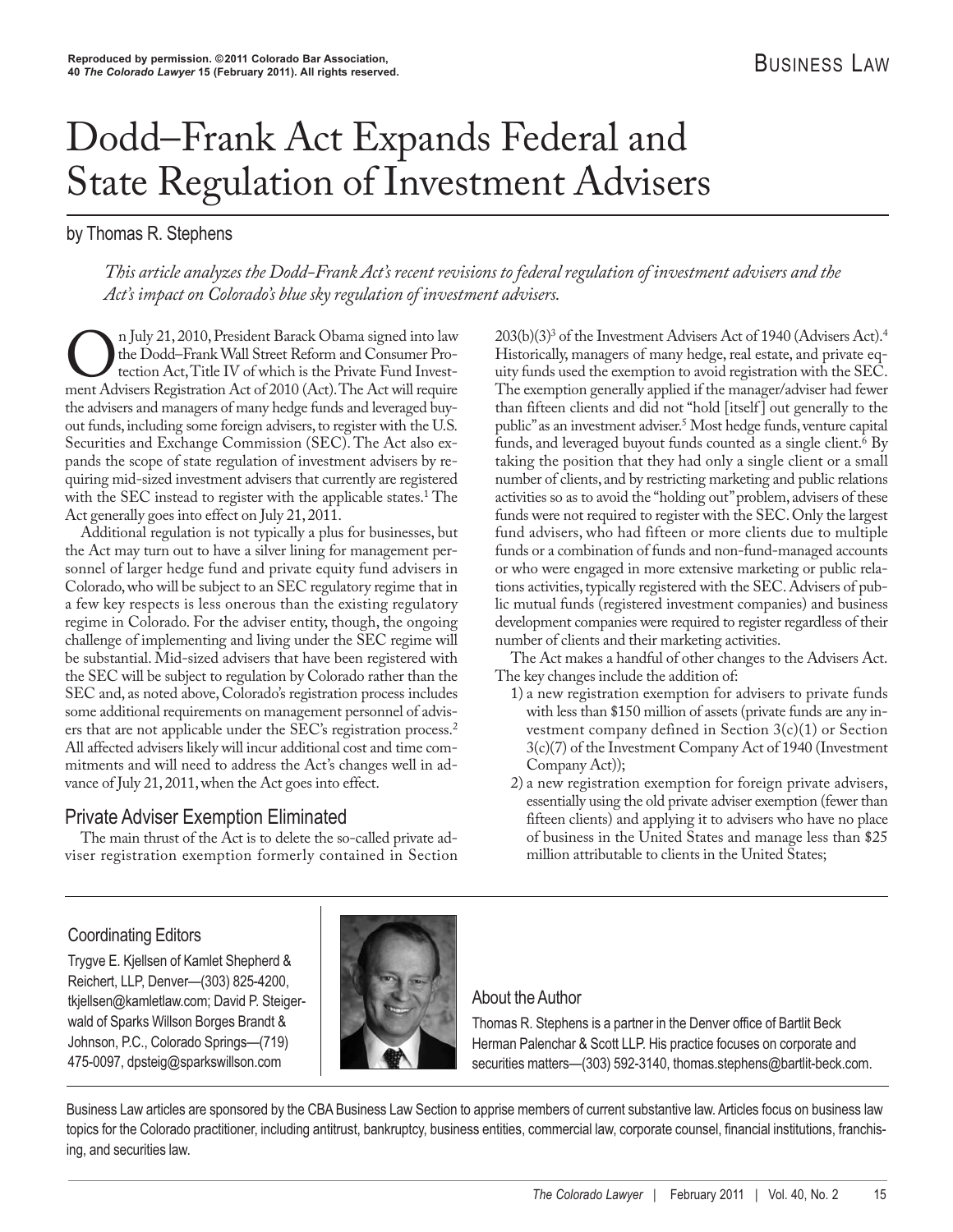Reproduced by permission. ©2011 Colorado Bar Association, 40 *The Colorado Lawyer* 15 (February 2011). All rights reserved.

BUSINESS LAW

# Dodd–Frank Act Expands Federal and State Regulation of Investment Advisers

by Thomas R. Stephens

*This article analyzes the Dodd-Frank Act's recent revisions to federal regulation of investment advisers and the Act's impact on Colorado's blue sky regulation of investment advisers.*

On July 21, 2010, President Barack Obama signed into law the Dodd–Frank Wall Street Reform and Consumer Protection Act, Title IV of which is the Private Fund Investment Advisers Registration Act of 2010 (Act). The Act will require the advisers and managers of many hedge funds and leveraged buyout funds, including some foreign advisers, to register with the U.S. Securities and Exchange Commission (SEC). The Act also expands the scope of state regulation of investment advisers by requiring mid-sized investment advisers that currently are registered with the SEC instead to register with the applicable states.[1] The Act generally goes into effect on July 21, 2011.

Additional regulation is not typically a plus for businesses, but the Act may turn out to have a silver lining for management personnel of larger hedge fund and private equity fund advisers in Colorado, who will be subject to an SEC regulatory regime that in a few key respects is less onerous than the existing regulatory regime in Colorado. For the adviser entity, though, the ongoing challenge of implementing and living under the SEC regime will be substantial. Mid-sized advisers that have been registered with the SEC will be subject to regulation by Colorado rather than the SEC and, as noted above, Colorado's registration process includes some additional requirements on management personnel of advisers that are not applicable under the SEC's registration process.[2] All affected advisers likely will incur additional cost and time commitments and will need to address the Act's changes well in advance of July 21, 2011, when the Act goes into effect.

## Private Adviser Exemption Eliminated

The main thrust of the Act is to delete the so-called private adviser registration exemption formerly contained in Section 203(b)(3)[3] of the Investment Advisers Act of 1940 (Advisers Act).[4] Historically, managers of many hedge, real estate, and private equity funds used the exemption to avoid registration with the SEC. The exemption generally applied if the manager/adviser had fewer than fifteen clients and did not "hold [itself] out generally to the public" as an investment adviser.[5] Most hedge funds, venture capital funds, and leveraged buyout funds counted as a single client.[6] By taking the position that they had only a single client or a small number of clients, and by restricting marketing and public relations activities so as to avoid the "holding out" problem, advisers of these funds were not required to register with the SEC. Only the largest fund advisers, who had fifteen or more clients due to multiple funds or a combination of funds and non-fund-managed accounts or who were engaged in more extensive marketing or public relations activities, typically registered with the SEC. Advisers of public mutual funds (registered investment companies) and business development companies were required to register regardless of their number of clients and their marketing activities.

The Act makes a handful of other changes to the Advisers Act. The key changes include the addition of:

1) a new registration exemption for advisers to private funds with less than $150 million of assets (private funds are any investment company defined in Section 3(c)(1) or Section 3(c)(7) of the Investment Company Act of 1940 (Investment Company Act));
2) a new registration exemption for foreign private advisers, essentially using the old private adviser exemption (fewer than fifteen clients) and applying it to advisers who have no place of business in the United States and manage less than $25 million attributable to clients in the United States;

### Coordinating Editors

Trygve E. Kjellsen of Kamlet Shepherd & Reichert, LLP, Denver—(303) 825-4200, tkjellsen@kamletlaw.com; David P. Steigerwald of Sparks Willson Borges Brandt & Johnson, P.C., Colorado Springs—(719) 475-0097, dpsteig@sparkswillson.com

### About the Author

Thomas R. Stephens is a partner in the Denver office of Bartlit Beck Herman Palenchar & Scott LLP. His practice focuses on corporate and securities matters—(303) 592-3140, thomas.stephens@bartlit-beck.com.

Business Law articles are sponsored by the CBA Business Law Section to apprise members of current substantive law. Articles focus on business law topics for the Colorado practitioner, including antitrust, bankruptcy, business entities, commercial law, corporate counsel, financial institutions, franchising, and securities law.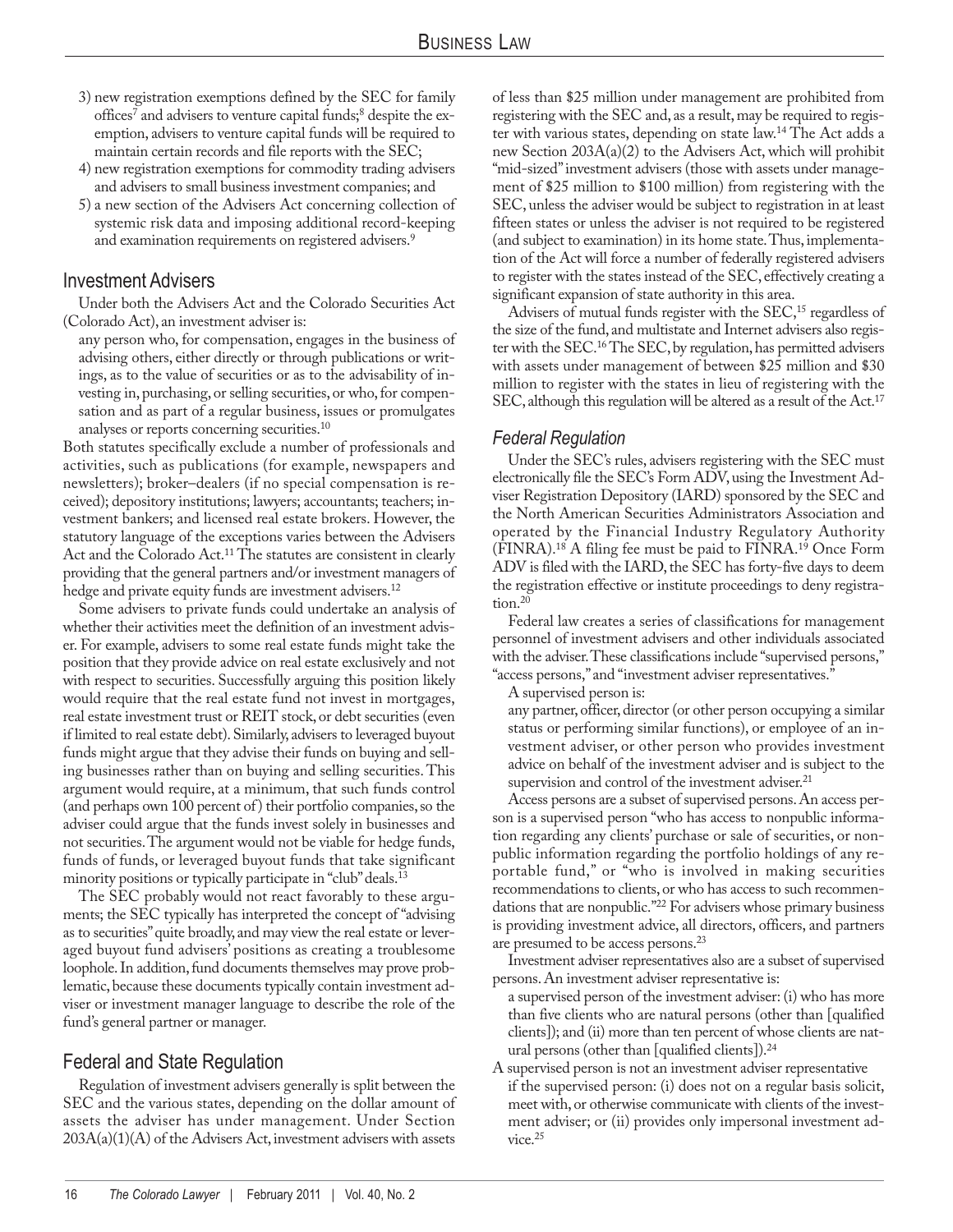3) new registration exemptions defined by the SEC for family offices[7] and advisers to venture capital funds;[8] despite the exemption, advisers to venture capital funds will be required to maintain certain records and file reports with the SEC;
4) new registration exemptions for commodity trading advisers and advisers to small business investment companies; and
5) a new section of the Advisers Act concerning collection of systemic risk data and imposing additional record-keeping and examination requirements on registered advisers.[9]

## Investment Advisers

Under both the Advisers Act and the Colorado Securities Act (Colorado Act), an investment adviser is:

> any person who, for compensation, engages in the business of advising others, either directly or through publications or writings, as to the value of securities or as to the advisability of investing in, purchasing, or selling securities, or who, for compensation and as part of a regular business, issues or promulgates analyses or reports concerning securities.[10]

Both statutes specifically exclude a number of professionals and activities, such as publications (for example, newspapers and newsletters); broker–dealers (if no special compensation is received); depository institutions; lawyers; accountants; teachers; investment bankers; and licensed real estate brokers. However, the statutory language of the exceptions varies between the Advisers Act and the Colorado Act.[11] The statutes are consistent in clearly providing that the general partners and/or investment managers of hedge and private equity funds are investment advisers.[12]

Some advisers to private funds could undertake an analysis of whether their activities meet the definition of an investment adviser. For example, advisers to some real estate funds might take the position that they provide advice on real estate exclusively and not with respect to securities. Successfully arguing this position likely would require that the real estate fund not invest in mortgages, real estate investment trust or REIT stock, or debt securities (even if limited to real estate debt). Similarly, advisers to leveraged buyout funds might argue that they advise their funds on buying and selling businesses rather than on buying and selling securities. This argument would require, at a minimum, that such funds control (and perhaps own 100 percent of) their portfolio companies, so the adviser could argue that the funds invest solely in businesses and not securities. The argument would not be viable for hedge funds, funds of funds, or leveraged buyout funds that take significant minority positions or typically participate in "club" deals.[13]

The SEC probably would not react favorably to these arguments; the SEC typically has interpreted the concept of "advising as to securities" quite broadly, and may view the real estate or leveraged buyout fund advisers' positions as creating a troublesome loophole. In addition, fund documents themselves may prove problematic, because these documents typically contain investment adviser or investment manager language to describe the role of the fund's general partner or manager.

## Federal and State Regulation

Regulation of investment advisers generally is split between the SEC and the various states, depending on the dollar amount of assets the adviser has under management. Under Section 203A(a)(1)(A) of the Advisers Act, investment advisers with assets of less than $25 million under management are prohibited from registering with the SEC and, as a result, may be required to register with various states, depending on state law.[14] The Act adds a new Section 203A(a)(2) to the Advisers Act, which will prohibit "mid-sized" investment advisers (those with assets under management of $25 million to $100 million) from registering with the SEC, unless the adviser would be subject to registration in at least fifteen states or unless the adviser is not required to be registered (and subject to examination) in its home state. Thus, implementation of the Act will force a number of federally registered advisers to register with the states instead of the SEC, effectively creating a significant expansion of state authority in this area.

Advisers of mutual funds register with the SEC,[15] regardless of the size of the fund, and multistate and Internet advisers also register with the SEC.[16] The SEC, by regulation, has permitted advisers with assets under management of between $25 million and $30 million to register with the states in lieu of registering with the SEC, although this regulation will be altered as a result of the Act.[17]

### *Federal Regulation*

Under the SEC's rules, advisers registering with the SEC must electronically file the SEC's Form ADV, using the Investment Adviser Registration Depository (IARD) sponsored by the SEC and the North American Securities Administrators Association and operated by the Financial Industry Regulatory Authority (FINRA).[18] A filing fee must be paid to FINRA.[19] Once Form ADV is filed with the IARD, the SEC has forty-five days to deem the registration effective or institute proceedings to deny registration.[20]

Federal law creates a series of classifications for management personnel of investment advisers and other individuals associated with the adviser. These classifications include "supervised persons," "access persons," and "investment adviser representatives."

A supervised person is:

> any partner, officer, director (or other person occupying a similar status or performing similar functions), or employee of an investment adviser, or other person who provides investment advice on behalf of the investment adviser and is subject to the supervision and control of the investment adviser.[21]

Access persons are a subset of supervised persons. An access person is a supervised person "who has access to nonpublic information regarding any clients' purchase or sale of securities, or nonpublic information regarding the portfolio holdings of any reportable fund," or "who is involved in making securities recommendations to clients, or who has access to such recommendations that are nonpublic."[22] For advisers whose primary business is providing investment advice, all directors, officers, and partners are presumed to be access persons.[23]

Investment adviser representatives also are a subset of supervised persons. An investment adviser representative is:

> a supervised person of the investment adviser: (i) who has more than five clients who are natural persons (other than [qualified clients]); and (ii) more than ten percent of whose clients are natural persons (other than [qualified clients]).[24]

A supervised person is not an investment adviser representative

> if the supervised person: (i) does not on a regular basis solicit, meet with, or otherwise communicate with clients of the investment adviser; or (ii) provides only impersonal investment advice.[25]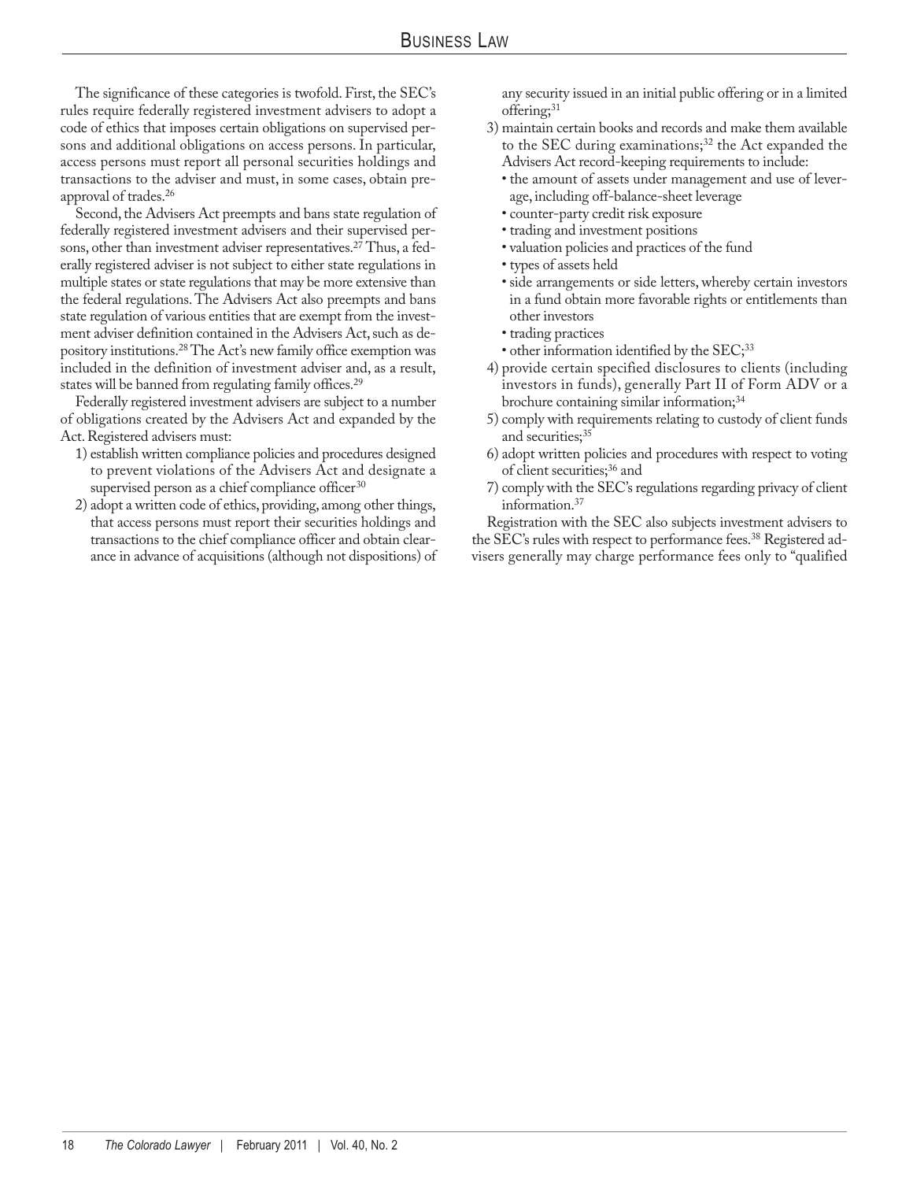The significance of these categories is twofold. First, the SEC's rules require federally registered investment advisers to adopt a code of ethics that imposes certain obligations on supervised persons and additional obligations on access persons. In particular, access persons must report all personal securities holdings and transactions to the adviser and must, in some cases, obtain preapproval of trades.[26]

Second, the Advisers Act preempts and bans state regulation of federally registered investment advisers and their supervised persons, other than investment adviser representatives.[27] Thus, a federally registered adviser is not subject to either state regulations in multiple states or state regulations that may be more extensive than the federal regulations. The Advisers Act also preempts and bans state regulation of various entities that are exempt from the investment adviser definition contained in the Advisers Act, such as depository institutions.[28] The Act's new family office exemption was included in the definition of investment adviser and, as a result, states will be banned from regulating family offices.[29]

Federally registered investment advisers are subject to a number of obligations created by the Advisers Act and expanded by the Act. Registered advisers must:

1) establish written compliance policies and procedures designed to prevent violations of the Advisers Act and designate a supervised person as a chief compliance officer[30]
2) adopt a written code of ethics, providing, among other things, that access persons must report their securities holdings and transactions to the chief compliance officer and obtain clearance in advance of acquisitions (although not dispositions) of any security issued in an initial public offering or in a limited offering;[31]
3) maintain certain books and records and make them available to the SEC during examinations;[32] the Act expanded the Advisers Act record-keeping requirements to include:
   - the amount of assets under management and use of leverage, including off-balance-sheet leverage
   - counter-party credit risk exposure
   - trading and investment positions
   - valuation policies and practices of the fund
   - types of assets held
   - side arrangements or side letters, whereby certain investors in a fund obtain more favorable rights or entitlements than other investors
   - trading practices
   - other information identified by the SEC;[33]
4) provide certain specified disclosures to clients (including investors in funds), generally Part II of Form ADV or a brochure containing similar information;[34]
5) comply with requirements relating to custody of client funds and securities;[35]
6) adopt written policies and procedures with respect to voting of client securities;[36] and
7) comply with the SEC's regulations regarding privacy of client information.[37]

Registration with the SEC also subjects investment advisers to the SEC's rules with respect to performance fees.[38] Registered advisers generally may charge performance fees only to "qualified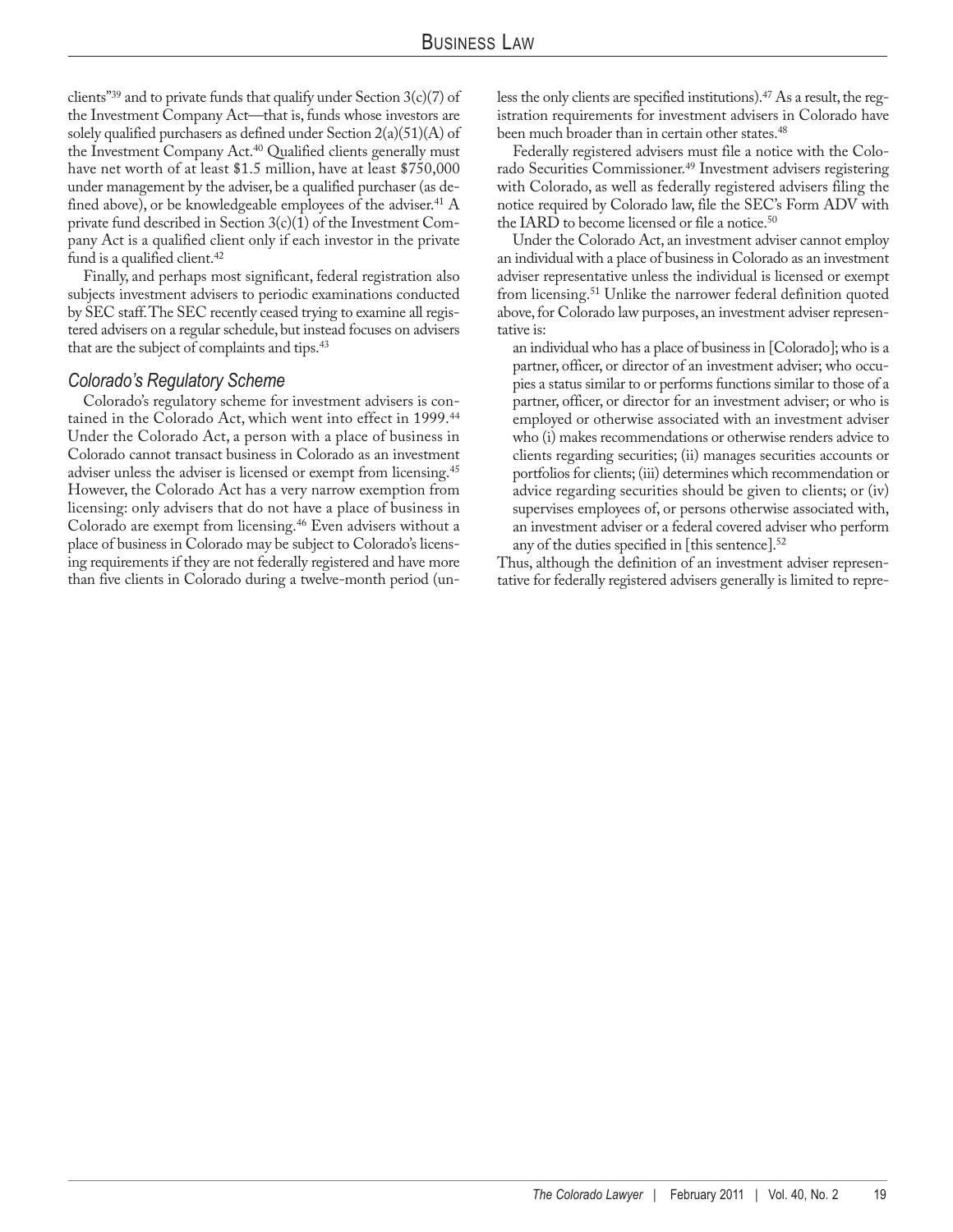clients"[39] and to private funds that qualify under Section 3(c)(7) of the Investment Company Act—that is, funds whose investors are solely qualified purchasers as defined under Section 2(a)(51)(A) of the Investment Company Act.[40] Qualified clients generally must have net worth of at least $1.5 million, have at least $750,000 under management by the adviser, be a qualified purchaser (as defined above), or be knowledgeable employees of the adviser.[41] A private fund described in Section 3(c)(1) of the Investment Company Act is a qualified client only if each investor in the private fund is a qualified client.[42]

Finally, and perhaps most significant, federal registration also subjects investment advisers to periodic examinations conducted by SEC staff. The SEC recently ceased trying to examine all registered advisers on a regular schedule, but instead focuses on advisers that are the subject of complaints and tips.[43]

### *Colorado's Regulatory Scheme*

Colorado's regulatory scheme for investment advisers is contained in the Colorado Act, which went into effect in 1999.[44] Under the Colorado Act, a person with a place of business in Colorado cannot transact business in Colorado as an investment adviser unless the adviser is licensed or exempt from licensing.[45] However, the Colorado Act has a very narrow exemption from licensing: only advisers that do not have a place of business in Colorado are exempt from licensing.[46] Even advisers without a place of business in Colorado may be subject to Colorado's licensing requirements if they are not federally registered and have more than five clients in Colorado during a twelve-month period (unless the only clients are specified institutions).[47] As a result, the registration requirements for investment advisers in Colorado have been much broader than in certain other states.[48]

Federally registered advisers must file a notice with the Colorado Securities Commissioner.[49] Investment advisers registering with Colorado, as well as federally registered advisers filing the notice required by Colorado law, file the SEC's Form ADV with the IARD to become licensed or file a notice.[50]

Under the Colorado Act, an investment adviser cannot employ an individual with a place of business in Colorado as an investment adviser representative unless the individual is licensed or exempt from licensing.[51] Unlike the narrower federal definition quoted above, for Colorado law purposes, an investment adviser representative is:

> an individual who has a place of business in [Colorado]; who is a partner, officer, or director of an investment adviser; who occupies a status similar to or performs functions similar to those of a partner, officer, or director for an investment adviser; or who is employed or otherwise associated with an investment adviser who (i) makes recommendations or otherwise renders advice to clients regarding securities; (ii) manages securities accounts or portfolios for clients; (iii) determines which recommendation or advice regarding securities should be given to clients; or (iv) supervises employees of, or persons otherwise associated with, an investment adviser or a federal covered adviser who perform any of the duties specified in [this sentence].[52]

Thus, although the definition of an investment adviser representative for federally registered advisers generally is limited to repre-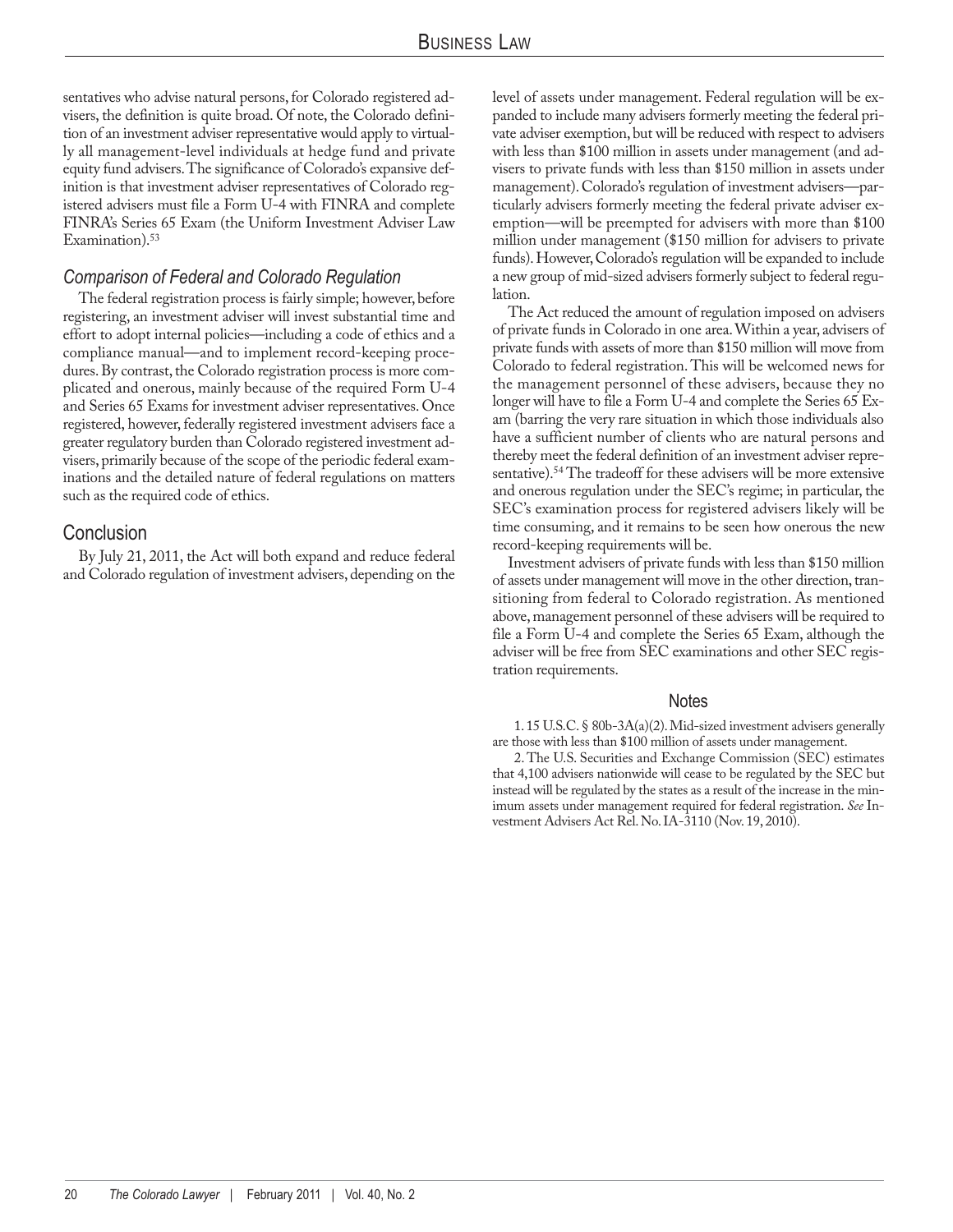sentatives who advise natural persons, for Colorado registered advisers, the definition is quite broad. Of note, the Colorado definition of an investment adviser representative would apply to virtually all management-level individuals at hedge fund and private equity fund advisers. The significance of Colorado's expansive definition is that investment adviser representatives of Colorado registered advisers must file a Form U-4 with FINRA and complete FINRA's Series 65 Exam (the Uniform Investment Adviser Law Examination).[53]

### *Comparison of Federal and Colorado Regulation*

The federal registration process is fairly simple; however, before registering, an investment adviser will invest substantial time and effort to adopt internal policies—including a code of ethics and a compliance manual—and to implement record-keeping procedures. By contrast, the Colorado registration process is more complicated and onerous, mainly because of the required Form U-4 and Series 65 Exams for investment adviser representatives. Once registered, however, federally registered investment advisers face a greater regulatory burden than Colorado registered investment advisers, primarily because of the scope of the periodic federal examinations and the detailed nature of federal regulations on matters such as the required code of ethics.

## Conclusion

By July 21, 2011, the Act will both expand and reduce federal and Colorado regulation of investment advisers, depending on the level of assets under management. Federal regulation will be expanded to include many advisers formerly meeting the federal private adviser exemption, but will be reduced with respect to advisers with less than $100 million in assets under management (and advisers to private funds with less than $150 million in assets under management). Colorado's regulation of investment advisers—particularly advisers formerly meeting the federal private adviser exemption—will be preempted for advisers with more than $100 million under management ($150 million for advisers to private funds). However, Colorado's regulation will be expanded to include a new group of mid-sized advisers formerly subject to federal regulation.

The Act reduced the amount of regulation imposed on advisers of private funds in Colorado in one area. Within a year, advisers of private funds with assets of more than $150 million will move from Colorado to federal registration. This will be welcomed news for the management personnel of these advisers, because they no longer will have to file a Form U-4 and complete the Series 65 Exam (barring the very rare situation in which those individuals also have a sufficient number of clients who are natural persons and thereby meet the federal definition of an investment adviser representative).[54] The tradeoff for these advisers will be more extensive and onerous regulation under the SEC's regime; in particular, the SEC's examination process for registered advisers likely will be time consuming, and it remains to be seen how onerous the new record-keeping requirements will be.

Investment advisers of private funds with less than $150 million of assets under management will move in the other direction, transitioning from federal to Colorado registration. As mentioned above, management personnel of these advisers will be required to file a Form U-4 and complete the Series 65 Exam, although the adviser will be free from SEC examinations and other SEC registration requirements.

## Notes

1. 15 U.S.C. § 80b-3A(a)(2). Mid-sized investment advisers generally are those with less than $100 million of assets under management.

2. The U.S. Securities and Exchange Commission (SEC) estimates that 4,100 advisers nationwide will cease to be regulated by the SEC but instead will be regulated by the states as a result of the increase in the minimum assets under management required for federal registration. *See* Investment Advisers Act Rel. No. IA-3110 (Nov. 19, 2010).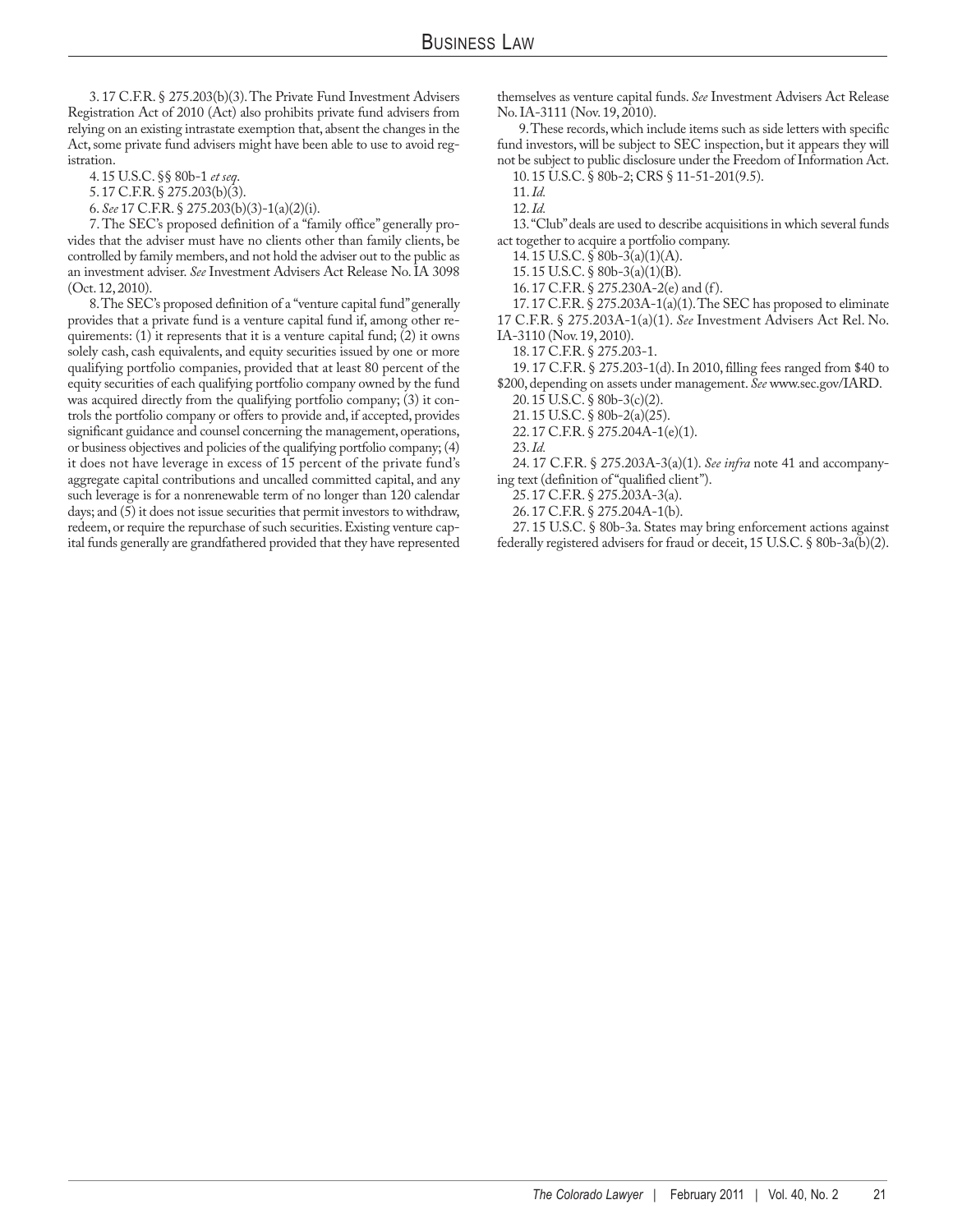3. 17 C.F.R. § 275.203(b)(3). The Private Fund Investment Advisers Registration Act of 2010 (Act) also prohibits private fund advisers from relying on an existing intrastate exemption that, absent the changes in the Act, some private fund advisers might have been able to use to avoid registration.

4. 15 U.S.C. §§ 80b-1 *et seq*.

5. 17 C.F.R. § 275.203(b)(3).

6. *See* 17 C.F.R. § 275.203(b)(3)-1(a)(2)(i).

7. The SEC's proposed definition of a "family office" generally provides that the adviser must have no clients other than family clients, be controlled by family members, and not hold the adviser out to the public as an investment adviser. *See* Investment Advisers Act Release No. IA 3098 (Oct. 12, 2010).

8. The SEC's proposed definition of a "venture capital fund" generally provides that a private fund is a venture capital fund if, among other requirements: (1) it represents that it is a venture capital fund; (2) it owns solely cash, cash equivalents, and equity securities issued by one or more qualifying portfolio companies, provided that at least 80 percent of the equity securities of each qualifying portfolio company owned by the fund was acquired directly from the qualifying portfolio company; (3) it controls the portfolio company or offers to provide and, if accepted, provides significant guidance and counsel concerning the management, operations, or business objectives and policies of the qualifying portfolio company; (4) it does not have leverage in excess of 15 percent of the private fund's aggregate capital contributions and uncalled committed capital, and any such leverage is for a nonrenewable term of no longer than 120 calendar days; and (5) it does not issue securities that permit investors to withdraw, redeem, or require the repurchase of such securities. Existing venture capital funds generally are grandfathered provided that they have represented themselves as venture capital funds. *See* Investment Advisers Act Release No. IA-3111 (Nov. 19, 2010).

9. These records, which include items such as side letters with specific fund investors, will be subject to SEC inspection, but it appears they will not be subject to public disclosure under the Freedom of Information Act.

10. 15 U.S.C. § 80b-2; CRS § 11-51-201(9.5).

11. *Id.*

12. *Id.*

13. "Club" deals are used to describe acquisitions in which several funds act together to acquire a portfolio company.

14. 15 U.S.C. § 80b-3(a)(1)(A).

15. 15 U.S.C. § 80b-3(a)(1)(B).

16. 17 C.F.R. § 275.230A-2(e) and (f).

17. 17 C.F.R. § 275.203A-1(a)(1). The SEC has proposed to eliminate 17 C.F.R. § 275.203A-1(a)(1). *See* Investment Advisers Act Rel. No. IA-3110 (Nov. 19, 2010).

18. 17 C.F.R. § 275.203-1.

19. 17 C.F.R. § 275.203-1(d). In 2010, filling fees ranged from $40 to $200, depending on assets under management. *See* www.sec.gov/IARD.

20. 15 U.S.C. § 80b-3(c)(2).

21. 15 U.S.C. § 80b-2(a)(25).

22. 17 C.F.R. § 275.204A-1(e)(1).

23. *Id.*

24. 17 C.F.R. § 275.203A-3(a)(1). *See infra* note 41 and accompanying text (definition of "qualified client").

25. 17 C.F.R. § 275.203A-3(a).

26. 17 C.F.R. § 275.204A-1(b).

27. 15 U.S.C. § 80b-3a. States may bring enforcement actions against federally registered advisers for fraud or deceit, 15 U.S.C. § 80b-3a(b)(2).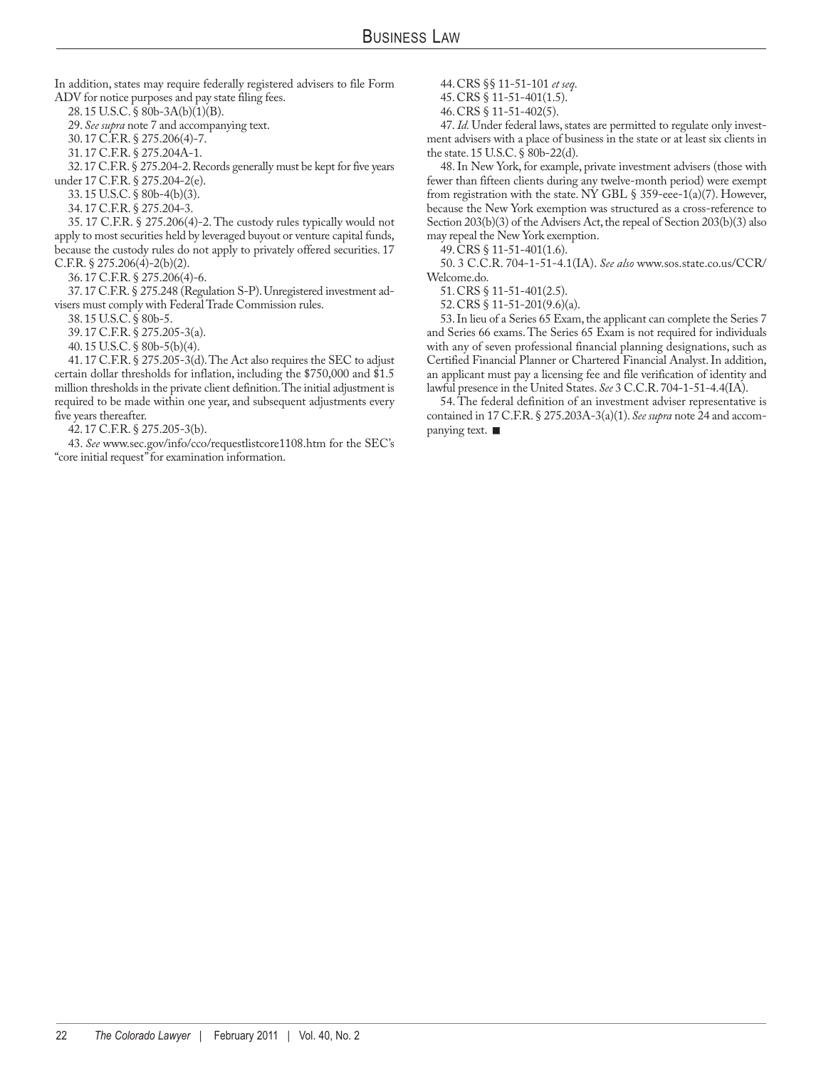In addition, states may require federally registered advisers to file Form ADV for notice purposes and pay state filing fees.

28. 15 U.S.C. § 80b-3A(b)(1)(B).

29. *See supra* note 7 and accompanying text.

30. 17 C.F.R. § 275.206(4)-7.

31. 17 C.F.R. § 275.204A-1.

32. 17 C.F.R. § 275.204-2. Records generally must be kept for five years under 17 C.F.R. § 275.204-2(e).

33. 15 U.S.C. § 80b-4(b)(3).

34. 17 C.F.R. § 275.204-3.

35. 17 C.F.R. § 275.206(4)-2. The custody rules typically would not apply to most securities held by leveraged buyout or venture capital funds, because the custody rules do not apply to privately offered securities. 17 C.F.R. § 275.206(4)-2(b)(2).

36. 17 C.F.R. § 275.206(4)-6.

37. 17 C.F.R. § 275.248 (Regulation S-P). Unregistered investment advisers must comply with Federal Trade Commission rules.

38. 15 U.S.C. § 80b-5.

39. 17 C.F.R. § 275.205-3(a).

40. 15 U.S.C. § 80b-5(b)(4).

41. 17 C.F.R. § 275.205-3(d). The Act also requires the SEC to adjust certain dollar thresholds for inflation, including the $750,000 and $1.5 million thresholds in the private client definition. The initial adjustment is required to be made within one year, and subsequent adjustments every five years thereafter.

42. 17 C.F.R. § 275.205-3(b).

43. *See* www.sec.gov/info/cco/requestlistcore1108.htm for the SEC's "core initial request" for examination information.

44. CRS §§ 11-51-101 *et seq*.

45. CRS § 11-51-401(1.5).

46. CRS § 11-51-402(5).

47. *Id.* Under federal laws, states are permitted to regulate only investment advisers with a place of business in the state or at least six clients in the state. 15 U.S.C. § 80b-22(d).

48. In New York, for example, private investment advisers (those with fewer than fifteen clients during any twelve-month period) were exempt from registration with the state. NY GBL § 359-eee-1(a)(7). However, because the New York exemption was structured as a cross-reference to Section 203(b)(3) of the Advisers Act, the repeal of Section 203(b)(3) also may repeal the New York exemption.

49. CRS § 11-51-401(1.6).

50. 3 C.C.R. 704-1-51-4.1(IA). *See also* www.sos.state.co.us/CCR/Welcome.do.

51. CRS § 11-51-401(2.5).

52. CRS § 11-51-201(9.6)(a).

53. In lieu of a Series 65 Exam, the applicant can complete the Series 7 and Series 66 exams. The Series 65 Exam is not required for individuals with any of seven professional financial planning designations, such as Certified Financial Planner or Chartered Financial Analyst. In addition, an applicant must pay a licensing fee and file verification of identity and lawful presence in the United States. *See* 3 C.C.R. 704-1-51-4.4(IA).

54. The federal definition of an investment adviser representative is contained in 17 C.F.R. § 275.203A-3(a)(1). *See supra* note 24 and accompanying text. ■